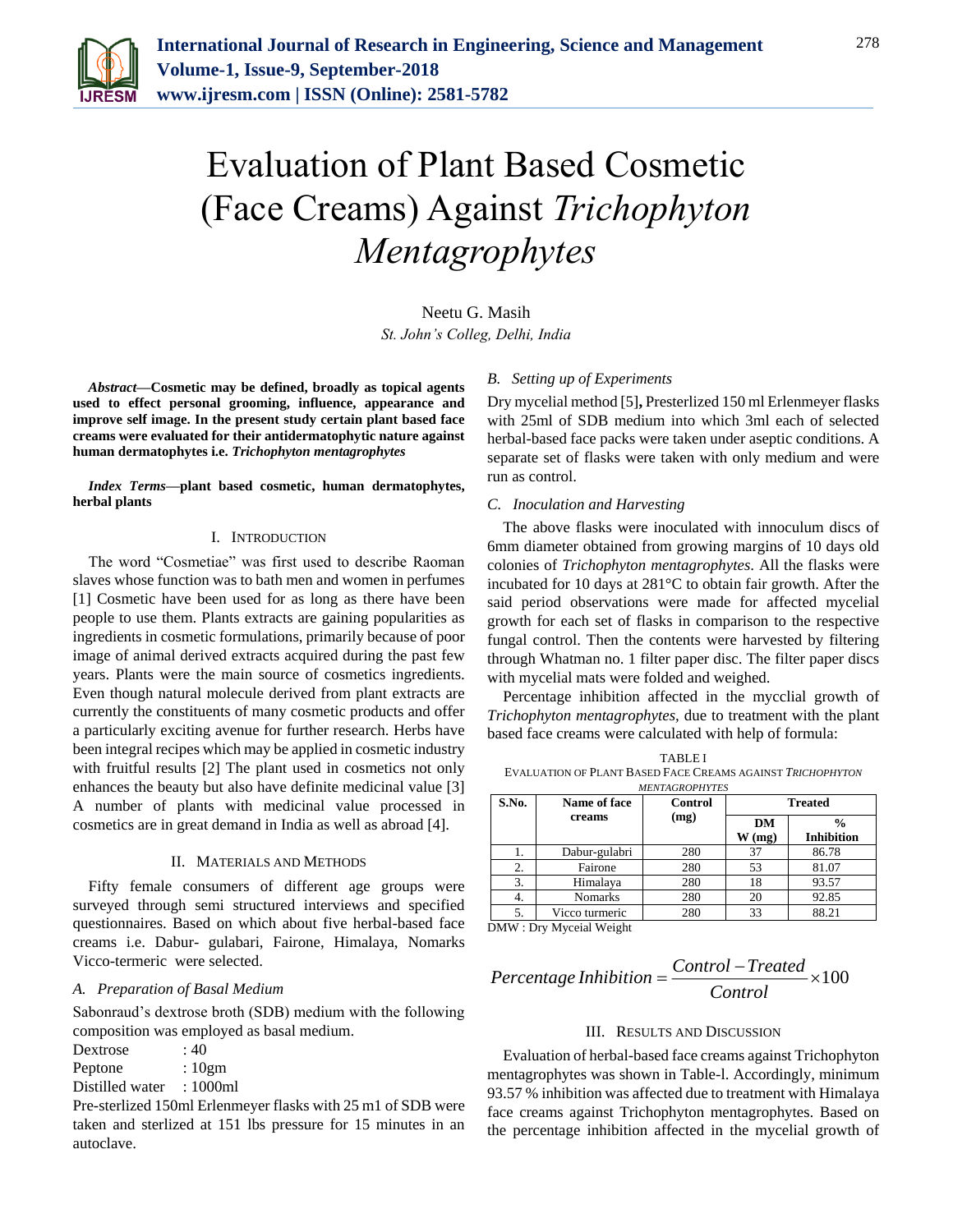# Evaluation of Plant Based Cosmetic (Face Creams) Against *Trichophyton Mentagrophytes*

Neetu G. Masih

*St. John's Colleg, Delhi, India*

***Abstract*—Cosmetic may be defined, broadly as topical agents used to effect personal grooming, influence, appearance and improve self image. In the present study certain plant based face creams were evaluated for their antidermatophytic nature against human dermatophytes i.e. *Trichophyton mentagrophytes***

***Index Terms*—plant based cosmetic, human dermatophytes, herbal plants**

## I. Introduction

The word "Cosmetiae" was first used to describe Raoman slaves whose function was to bath men and women in perfumes [1] Cosmetic have been used for as long as there have been people to use them. Plants extracts are gaining popularities as ingredients in cosmetic formulations, primarily because of poor image of animal derived extracts acquired during the past few years. Plants were the main source of cosmetics ingredients. Even though natural molecule derived from plant extracts are currently the constituents of many cosmetic products and offer a particularly exciting avenue for further research. Herbs have been integral recipes which may be applied in cosmetic industry with fruitful results [2] The plant used in cosmetics not only enhances the beauty but also have definite medicinal value [3] A number of plants with medicinal value processed in cosmetics are in great demand in India as well as abroad [4].

## II. Materials and Methods

Fifty female consumers of different age groups were surveyed through semi structured interviews and specified questionnaires. Based on which about five herbal-based face creams i.e. Dabur- gulabari, Fairone, Himalaya, Nomarks Vicco-termeric were selected.

### A. Preparation of Basal Medium

Sabonraud's dextrose broth (SDB) medium with the following composition was employed as basal medium.

Dextrose : 40
Peptone : 10gm
Distilled water : 1000ml

Pre-sterlized 150ml Erlenmeyer flasks with 25 m1 of SDB were taken and sterlized at 151 lbs pressure for 15 minutes in an autoclave.

### B. Setting up of Experiments

Dry mycelial method [5]**,** Presterlized 150 ml Erlenmeyer flasks with 25ml of SDB medium into which 3ml each of selected herbal-based face packs were taken under aseptic conditions. A separate set of flasks were taken with only medium and were run as control.

### C. Inoculation and Harvesting

The above flasks were inoculated with innoculum discs of 6mm diameter obtained from growing margins of 10 days old colonies of *Trichophyton mentagrophytes.* All the flasks were incubated for 10 days at 281°C to obtain fair growth. After the said period observations were made for affected mycelial growth for each set of flasks in comparison to the respective fungal control. Then the contents were harvested by filtering through Whatman no. 1 filter paper disc. The filter paper discs with mycelial mats were folded and weighed.

Percentage inhibition affected in the mycclial growth of *Trichophyton mentagrophytes,* due to treatment with the plant based face creams were calculated with help of formula:

TABLE I
EVALUATION OF PLANT BASED FACE CREAMS AGAINST *TRICHOPHYTON MENTAGROPHYTES*

| S.No. | Name of face creams | Control (mg) | Treated | |
|---|---|---|---|---|
| | | | DM W (mg) | % Inhibition |
| 1. | Dabur-gulabri | 280 | 37 | 86.78 |
| 2. | Fairone | 280 | 53 | 81.07 |
| 3. | Himalaya | 280 | 18 | 93.57 |
| 4. | Nomarks | 280 | 20 | 92.85 |
| 5. | Vicco turmeric | 280 | 33 | 88.21 |

DMW : Dry Myceial Weight

$$Percentage\ Inhibition = \frac{Control - Treated}{Control} \times 100$$

## III. Results and Discussion

Evaluation of herbal-based face creams against Trichophyton mentagrophytes was shown in Table-l. Accordingly, minimum 93.57 % inhibition was affected due to treatment with Himalaya face creams against Trichophyton mentagrophytes. Based on the percentage inhibition affected in the mycelial growth of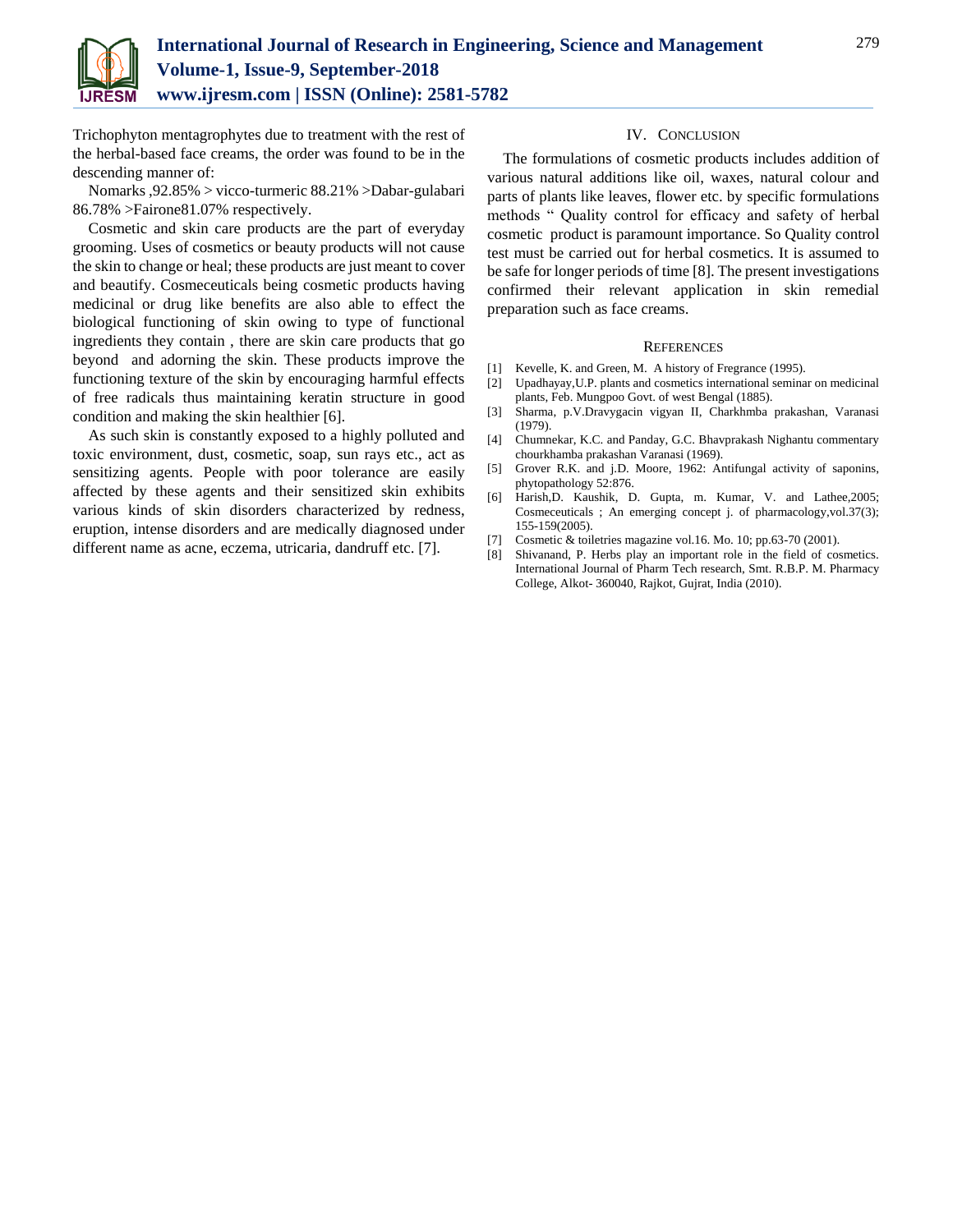Trichophyton mentagrophytes due to treatment with the rest of the herbal-based face creams, the order was found to be in the descending manner of:

Nomarks ,92.85% > vicco-turmeric 88.21% >Dabar-gulabari 86.78% >Fairone81.07% respectively.

Cosmetic and skin care products are the part of everyday grooming. Uses of cosmetics or beauty products will not cause the skin to change or heal; these products are just meant to cover and beautify. Cosmeceuticals being cosmetic products having medicinal or drug like benefits are also able to effect the biological functioning of skin owing to type of functional ingredients they contain , there are skin care products that go beyond and adorning the skin. These products improve the functioning texture of the skin by encouraging harmful effects of free radicals thus maintaining keratin structure in good condition and making the skin healthier [6].

As such skin is constantly exposed to a highly polluted and toxic environment, dust, cosmetic, soap, sun rays etc., act as sensitizing agents. People with poor tolerance are easily affected by these agents and their sensitized skin exhibits various kinds of skin disorders characterized by redness, eruption, intense disorders and are medically diagnosed under different name as acne, eczema, utricaria, dandruff etc. [7].

## IV. Conclusion

The formulations of cosmetic products includes addition of various natural additions like oil, waxes, natural colour and parts of plants like leaves, flower etc. by specific formulations methods " Quality control for efficacy and safety of herbal cosmetic product is paramount importance. So Quality control test must be carried out for herbal cosmetics. It is assumed to be safe for longer periods of time [8]. The present investigations confirmed their relevant application in skin remedial preparation such as face creams.

## References

[1] Kevelle, K. and Green, M. A history of Fregrance (1995).
[2] Upadhayay,U.P. plants and cosmetics international seminar on medicinal plants, Feb. Mungpoo Govt. of west Bengal (1885).
[3] Sharma, p.V.Dravygacin vigyan II, Charkhmba prakashan, Varanasi (1979).
[4] Chumnekar, K.C. and Panday, G.C. Bhavprakash Nighantu commentary chourkhamba prakashan Varanasi (1969).
[5] Grover R.K. and j.D. Moore, 1962: Antifungal activity of saponins, phytopathology 52:876.
[6] Harish,D. Kaushik, D. Gupta, m. Kumar, V. and Lathee,2005; Cosmeceuticals ; An emerging concept j. of pharmacology,vol.37(3); 155-159(2005).
[7] Cosmetic & toiletries magazine vol.16. Mo. 10; pp.63-70 (2001).
[8] Shivanand, P. Herbs play an important role in the field of cosmetics. International Journal of Pharm Tech research, Smt. R.B.P. M. Pharmacy College, Alkot- 360040, Rajkot, Gujrat, India (2010).